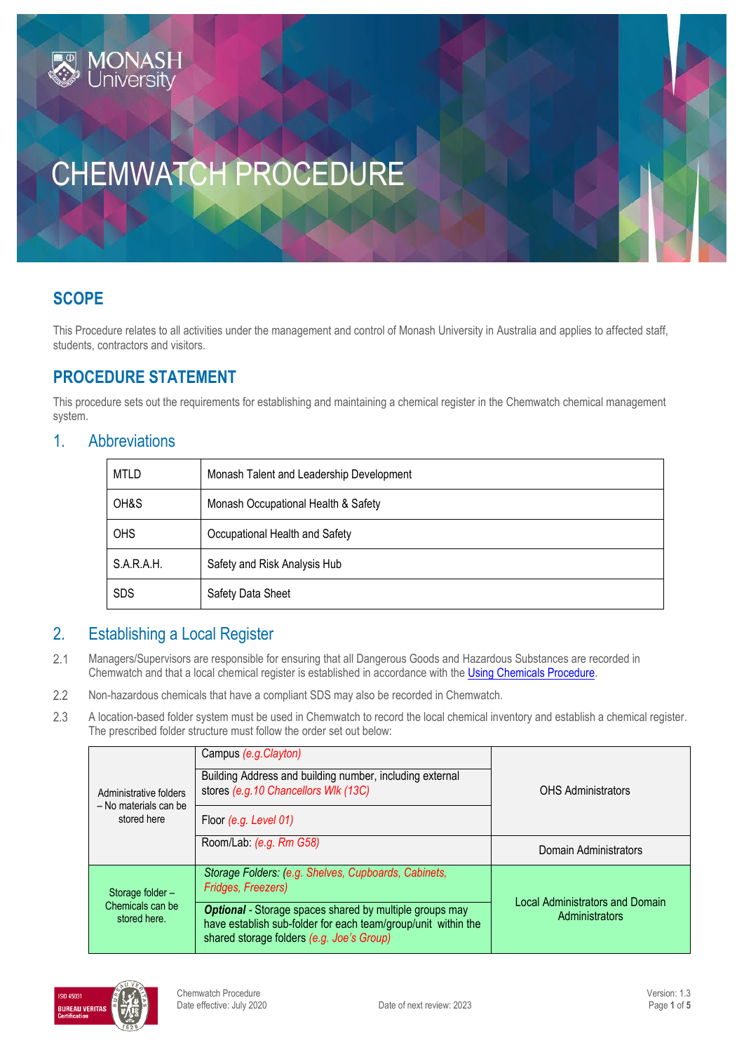# CHEMWATCH PROCEDURE

## SCOPE

This Procedure relates to all activities under the management and control of Monash University in Australia and applies to affected staff, students, contractors and visitors.

## PROCEDURE STATEMENT

This procedure sets out the requirements for establishing and maintaining a chemical register in the Chemwatch chemical management system.

### 1. Abbreviations

| MTLD | Monash Talent and Leadership Development |
|---|---|
| OH&S | Monash Occupational Health & Safety |
| OHS | Occupational Health and Safety |
| S.A.R.A.H. | Safety and Risk Analysis Hub |
| SDS | Safety Data Sheet |

### 2. Establishing a Local Register

2.1 Managers/Supervisors are responsible for ensuring that all Dangerous Goods and Hazardous Substances are recorded in Chemwatch and that a local chemical register is established in accordance with the Using Chemicals Procedure.

2.2 Non-hazardous chemicals that have a compliant SDS may also be recorded in Chemwatch.

2.3 A location-based folder system must be used in Chemwatch to record the local chemical inventory and establish a chemical register. The prescribed folder structure must follow the order set out below:

| Administrative folders – No materials can be stored here | Campus *(e.g.Clayton)* | OHS Administrators |
|---|---|---|
| | Building Address and building number, including external stores *(e.g.10 Chancellors Wlk (13C)* | |
| | Floor *(e.g. Level 01)* | |
| | Room/Lab: *(e.g. Rm G58)* | Domain Administrators |
| Storage folder – Chemicals can be stored here. | *Storage Folders: (e.g. Shelves, Cupboards, Cabinets, Fridges, Freezers)* | Local Administrators and Domain Administrators |
| | ***Optional*** - Storage spaces shared by multiple groups may have establish sub-folder for each team/group/unit within the shared storage folders *(e.g. Joe's Group)* | |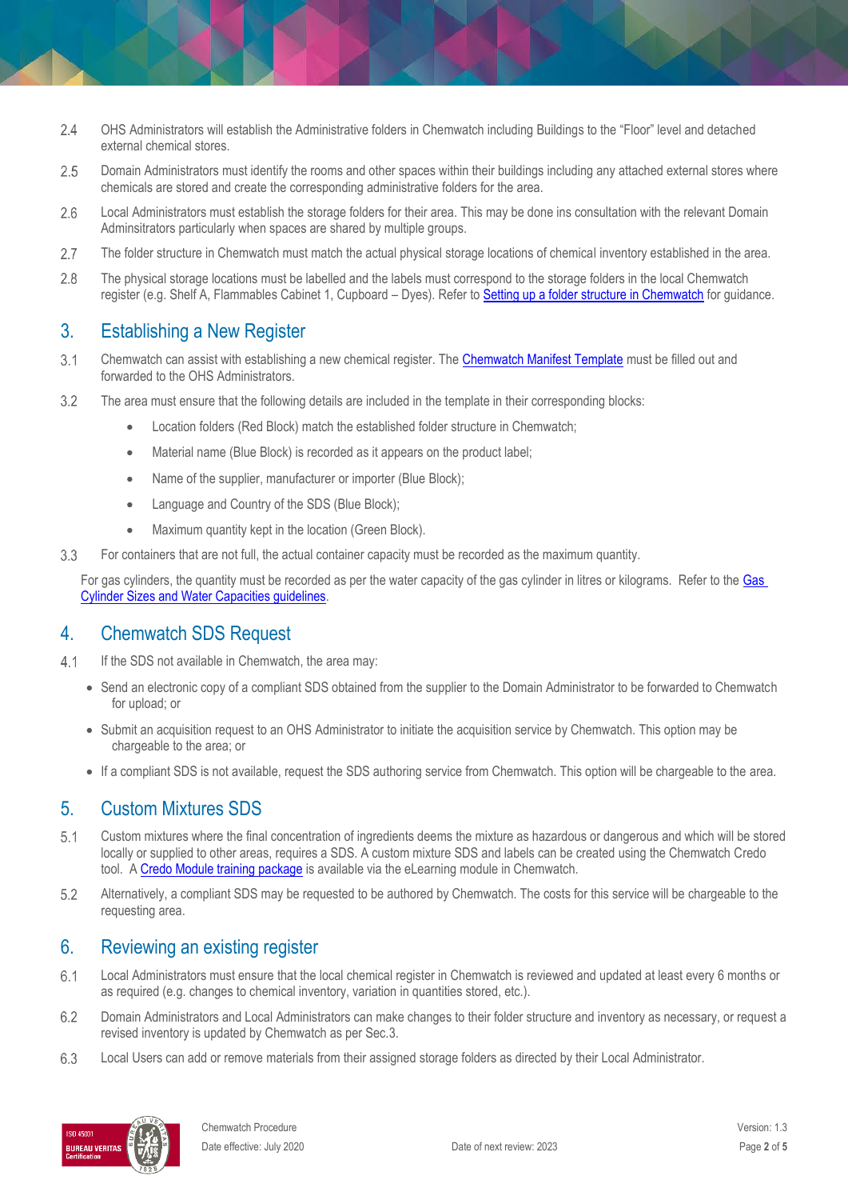2.4 OHS Administrators will establish the Administrative folders in Chemwatch including Buildings to the "Floor" level and detached external chemical stores.

2.5 Domain Administrators must identify the rooms and other spaces within their buildings including any attached external stores where chemicals are stored and create the corresponding administrative folders for the area.

2.6 Local Administrators must establish the storage folders for their area. This may be done ins consultation with the relevant Domain Adminsitrators particularly when spaces are shared by multiple groups.

2.7 The folder structure in Chemwatch must match the actual physical storage locations of chemical inventory established in the area.

2.8 The physical storage locations must be labelled and the labels must correspond to the storage folders in the local Chemwatch register (e.g. Shelf A, Flammables Cabinet 1, Cupboard – Dyes). Refer to Setting up a folder structure in Chemwatch for guidance.

## 3. Establishing a New Register

3.1 Chemwatch can assist with establishing a new chemical register. The Chemwatch Manifest Template must be filled out and forwarded to the OHS Administrators.

3.2 The area must ensure that the following details are included in the template in their corresponding blocks:

- Location folders (Red Block) match the established folder structure in Chemwatch;
- Material name (Blue Block) is recorded as it appears on the product label;
- Name of the supplier, manufacturer or importer (Blue Block);
- Language and Country of the SDS (Blue Block);
- Maximum quantity kept in the location (Green Block).

3.3 For containers that are not full, the actual container capacity must be recorded as the maximum quantity.

For gas cylinders, the quantity must be recorded as per the water capacity of the gas cylinder in litres or kilograms. Refer to the Gas Cylinder Sizes and Water Capacities guidelines.

## 4. Chemwatch SDS Request

4.1 If the SDS not available in Chemwatch, the area may:

- Send an electronic copy of a compliant SDS obtained from the supplier to the Domain Administrator to be forwarded to Chemwatch for upload; or
- Submit an acquisition request to an OHS Administrator to initiate the acquisition service by Chemwatch. This option may be chargeable to the area; or
- If a compliant SDS is not available, request the SDS authoring service from Chemwatch. This option will be chargeable to the area.

## 5. Custom Mixtures SDS

5.1 Custom mixtures where the final concentration of ingredients deems the mixture as hazardous or dangerous and which will be stored locally or supplied to other areas, requires a SDS. A custom mixture SDS and labels can be created using the Chemwatch Credo tool. A Credo Module training package is available via the eLearning module in Chemwatch.

5.2 Alternatively, a compliant SDS may be requested to be authored by Chemwatch. The costs for this service will be chargeable to the requesting area.

## 6. Reviewing an existing register

6.1 Local Administrators must ensure that the local chemical register in Chemwatch is reviewed and updated at least every 6 months or as required (e.g. changes to chemical inventory, variation in quantities stored, etc.).

6.2 Domain Administrators and Local Administrators can make changes to their folder structure and inventory as necessary, or request a revised inventory is updated by Chemwatch as per Sec.3.

6.3 Local Users can add or remove materials from their assigned storage folders as directed by their Local Administrator.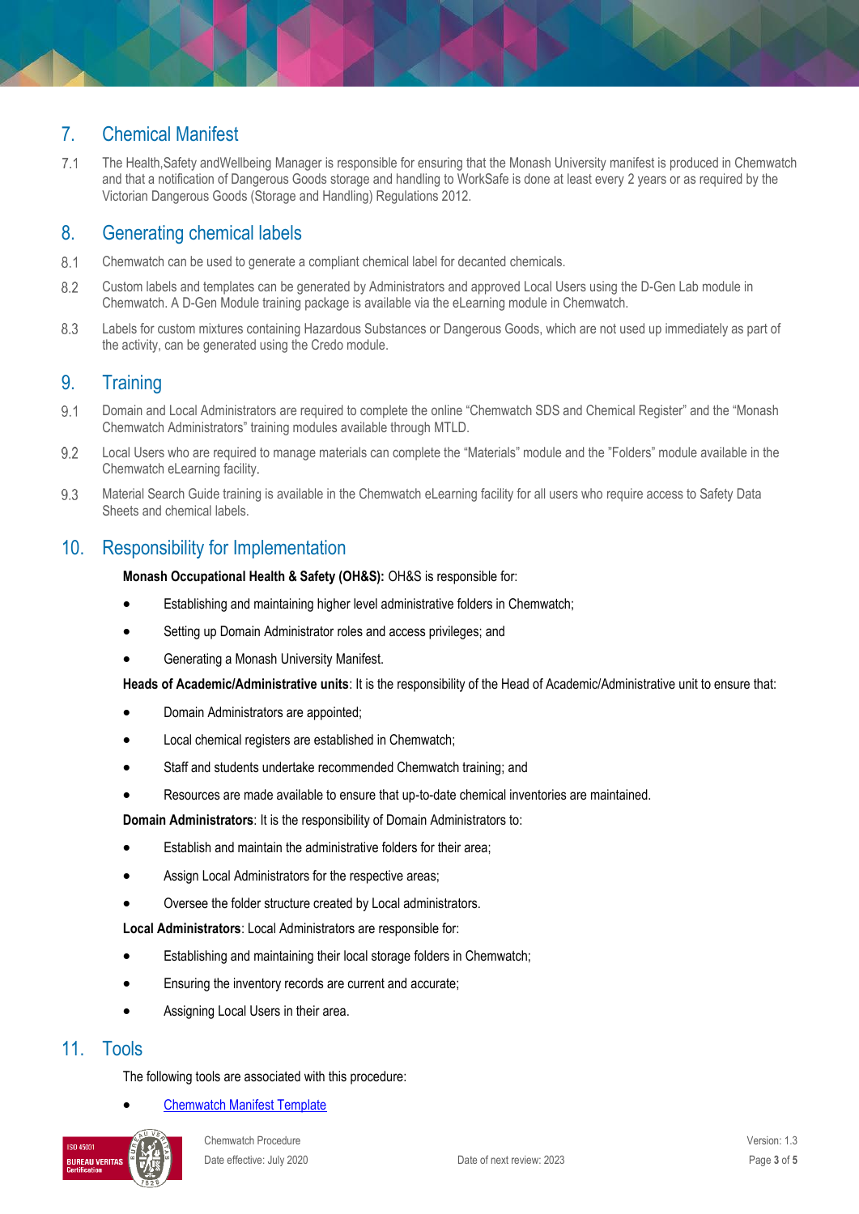## 7. Chemical Manifest

7.1 The Health,Safety andWellbeing Manager is responsible for ensuring that the Monash University manifest is produced in Chemwatch and that a notification of Dangerous Goods storage and handling to WorkSafe is done at least every 2 years or as required by the Victorian Dangerous Goods (Storage and Handling) Regulations 2012.

## 8. Generating chemical labels

8.1 Chemwatch can be used to generate a compliant chemical label for decanted chemicals.

8.2 Custom labels and templates can be generated by Administrators and approved Local Users using the D-Gen Lab module in Chemwatch. A D-Gen Module training package is available via the eLearning module in Chemwatch.

8.3 Labels for custom mixtures containing Hazardous Substances or Dangerous Goods, which are not used up immediately as part of the activity, can be generated using the Credo module.

## 9. Training

9.1 Domain and Local Administrators are required to complete the online "Chemwatch SDS and Chemical Register" and the "Monash Chemwatch Administrators" training modules available through MTLD.

9.2 Local Users who are required to manage materials can complete the "Materials" module and the "Folders" module available in the Chemwatch eLearning facility.

9.3 Material Search Guide training is available in the Chemwatch eLearning facility for all users who require access to Safety Data Sheets and chemical labels.

## 10. Responsibility for Implementation

**Monash Occupational Health & Safety (OH&S):** OH&S is responsible for:

- Establishing and maintaining higher level administrative folders in Chemwatch;
- Setting up Domain Administrator roles and access privileges; and
- Generating a Monash University Manifest.

**Heads of Academic/Administrative units**: It is the responsibility of the Head of Academic/Administrative unit to ensure that:

- Domain Administrators are appointed;
- Local chemical registers are established in Chemwatch;
- Staff and students undertake recommended Chemwatch training; and
- Resources are made available to ensure that up-to-date chemical inventories are maintained.

**Domain Administrators**: It is the responsibility of Domain Administrators to:

- Establish and maintain the administrative folders for their area;
- Assign Local Administrators for the respective areas;
- Oversee the folder structure created by Local administrators.

**Local Administrators**: Local Administrators are responsible for:

- Establishing and maintaining their local storage folders in Chemwatch;
- Ensuring the inventory records are current and accurate;
- Assigning Local Users in their area.

## 11. Tools

The following tools are associated with this procedure:

- Chemwatch Manifest Template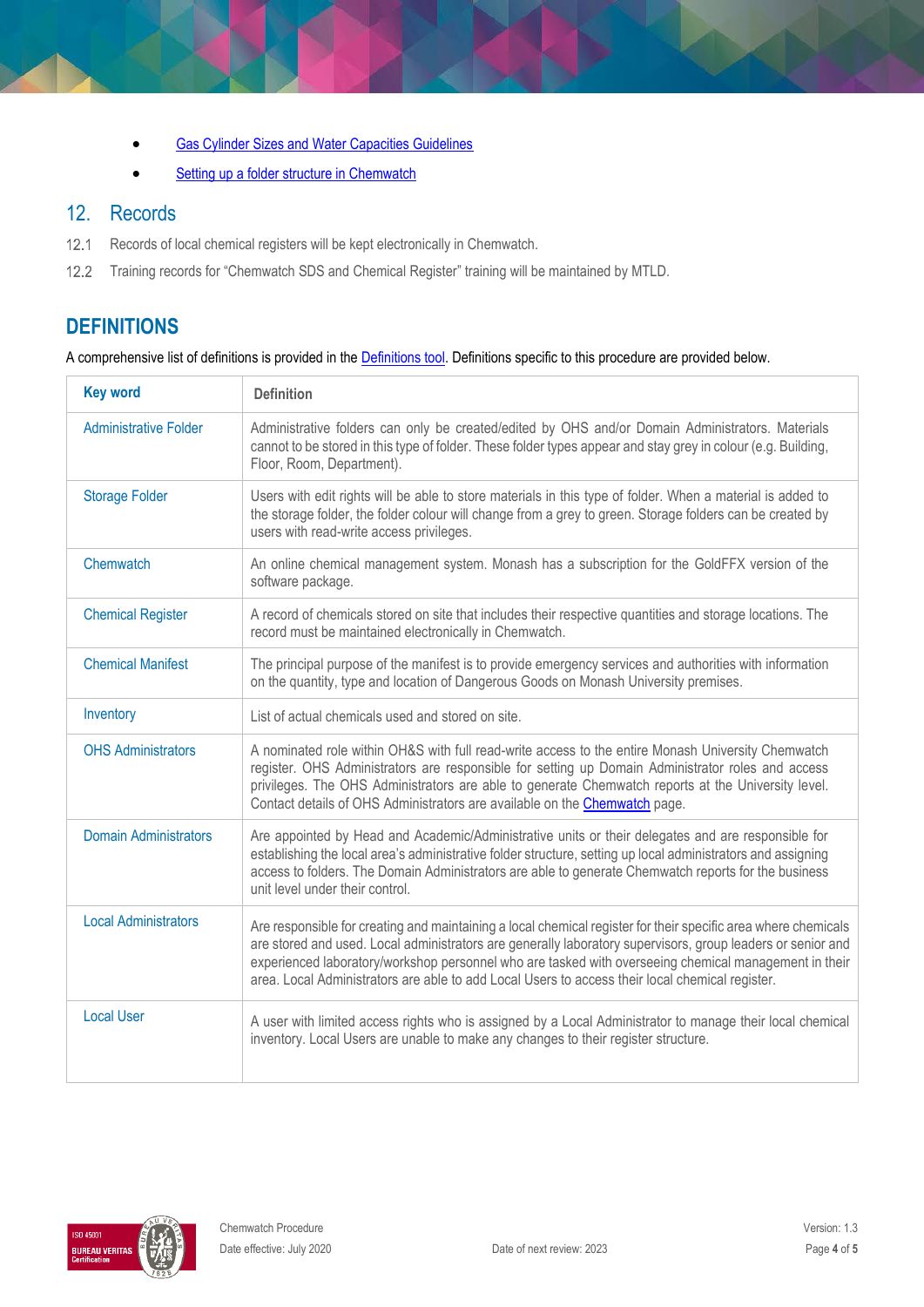- Gas Cylinder Sizes and Water Capacities Guidelines
- Setting up a folder structure in Chemwatch

## 12. Records

12.1 Records of local chemical registers will be kept electronically in Chemwatch.

12.2 Training records for "Chemwatch SDS and Chemical Register" training will be maintained by MTLD.

## DEFINITIONS

A comprehensive list of definitions is provided in the Definitions tool. Definitions specific to this procedure are provided below.

| Key word | Definition |
|---|---|
| Administrative Folder | Administrative folders can only be created/edited by OHS and/or Domain Administrators. Materials cannot to be stored in this type of folder. These folder types appear and stay grey in colour (e.g. Building, Floor, Room, Department). |
| Storage Folder | Users with edit rights will be able to store materials in this type of folder. When a material is added to the storage folder, the folder colour will change from a grey to green. Storage folders can be created by users with read-write access privileges. |
| Chemwatch | An online chemical management system. Monash has a subscription for the GoldFFX version of the software package. |
| Chemical Register | A record of chemicals stored on site that includes their respective quantities and storage locations. The record must be maintained electronically in Chemwatch. |
| Chemical Manifest | The principal purpose of the manifest is to provide emergency services and authorities with information on the quantity, type and location of Dangerous Goods on Monash University premises. |
| Inventory | List of actual chemicals used and stored on site. |
| OHS Administrators | A nominated role within OH&S with full read-write access to the entire Monash University Chemwatch register. OHS Administrators are responsible for setting up Domain Administrator roles and access privileges. The OHS Administrators are able to generate Chemwatch reports at the University level. Contact details of OHS Administrators are available on the Chemwatch page. |
| Domain Administrators | Are appointed by Head and Academic/Administrative units or their delegates and are responsible for establishing the local area's administrative folder structure, setting up local administrators and assigning access to folders. The Domain Administrators are able to generate Chemwatch reports for the business unit level under their control. |
| Local Administrators | Are responsible for creating and maintaining a local chemical register for their specific area where chemicals are stored and used. Local administrators are generally laboratory supervisors, group leaders or senior and experienced laboratory/workshop personnel who are tasked with overseeing chemical management in their area. Local Administrators are able to add Local Users to access their local chemical register. |
| Local User | A user with limited access rights who is assigned by a Local Administrator to manage their local chemical inventory. Local Users are unable to make any changes to their register structure. |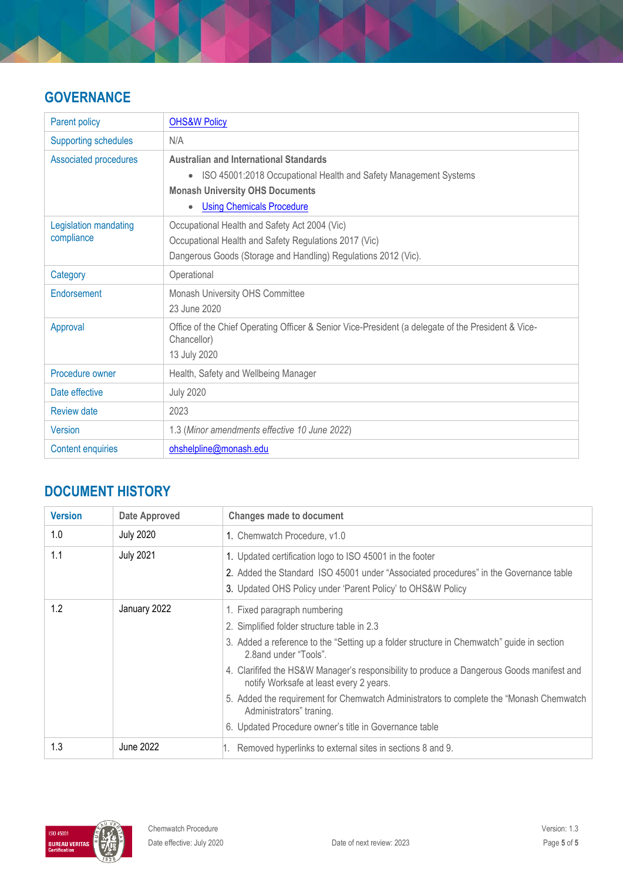## GOVERNANCE

| | |
|---|---|
| Parent policy | OHS&W Policy |
| Supporting schedules | N/A |
| Associated procedures | **Australian and International Standards**<br>• ISO 45001:2018 Occupational Health and Safety Management Systems<br>**Monash University OHS Documents**<br>• Using Chemicals Procedure |
| Legislation mandating compliance | Occupational Health and Safety Act 2004 (Vic)<br>Occupational Health and Safety Regulations 2017 (Vic)<br>Dangerous Goods (Storage and Handling) Regulations 2012 (Vic). |
| Category | Operational |
| Endorsement | Monash University OHS Committee<br>23 June 2020 |
| Approval | Office of the Chief Operating Officer & Senior Vice-President (a delegate of the President & Vice-Chancellor)<br>13 July 2020 |
| Procedure owner | Health, Safety and Wellbeing Manager |
| Date effective | July 2020 |
| Review date | 2023 |
| Version | 1.3 (*Minor amendments effective 10 June 2022*) |
| Content enquiries | ohshelpline@monash.edu |

## DOCUMENT HISTORY

| Version | Date Approved | Changes made to document |
|---|---|---|
| 1.0 | July 2020 | 1. Chemwatch Procedure, v1.0 |
| 1.1 | July 2021 | 1. Updated certification logo to ISO 45001 in the footer<br>2. Added the Standard ISO 45001 under "Associated procedures" in the Governance table<br>3. Updated OHS Policy under 'Parent Policy' to OHS&W Policy |
| 1.2 | January 2022 | 1. Fixed paragraph numbering<br>2. Simplified folder structure table in 2.3<br>3. Added a reference to the "Setting up a folder structure in Chemwatch" guide in section 2.8and under "Tools".<br>4. Clarifided the HS&W Manager's responsibility to produce a Dangerous Goods manifest and notify Worksafe at least every 2 years.<br>5. Added the requirement for Chemwatch Administrators to complete the "Monash Chemwatch Administrators" traning.<br>6. Updated Procedure owner's title in Governance table |
| 1.3 | June 2022 | 1. Removed hyperlinks to external sites in sections 8 and 9. |